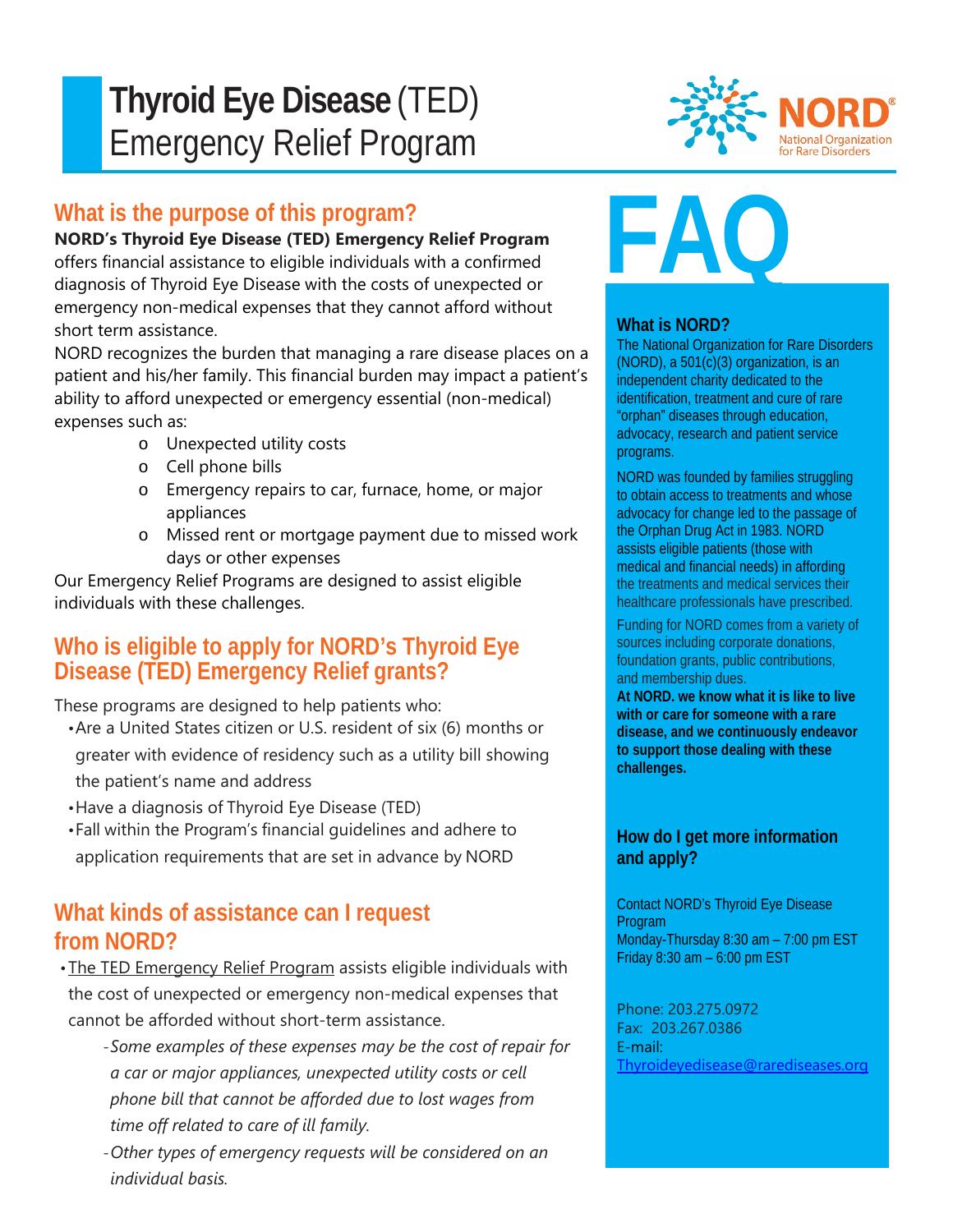# Thyroid Eye Disease (TED) Emergency Relief Program

NORD® National Organization for Rare Disorders

## What is the purpose of this program?

**NORD's Thyroid Eye Disease (TED) Emergency Relief Program** offers financial assistance to eligible individuals with a confirmed diagnosis of Thyroid Eye Disease with the costs of unexpected or emergency non-medical expenses that they cannot afford without short term assistance.

NORD recognizes the burden that managing a rare disease places on a patient and his/her family. This financial burden may impact a patient's ability to afford unexpected or emergency essential (non-medical) expenses such as:

- Unexpected utility costs
- Cell phone bills
- Emergency repairs to car, furnace, home, or major appliances
- Missed rent or mortgage payment due to missed work days or other expenses

Our Emergency Relief Programs are designed to assist eligible individuals with these challenges.

## Who is eligible to apply for NORD's Thyroid Eye Disease (TED) Emergency Relief grants?

These programs are designed to help patients who:

- Are a United States citizen or U.S. resident of six (6) months or greater with evidence of residency such as a utility bill showing the patient's name and address
- Have a diagnosis of Thyroid Eye Disease (TED)
- Fall within the Program's financial guidelines and adhere to application requirements that are set in advance by NORD

## What kinds of assistance can I request from NORD?

- The TED Emergency Relief Program assists eligible individuals with the cost of unexpected or emergency non-medical expenses that cannot be afforded without short-term assistance.
  - *Some examples of these expenses may be the cost of repair for a car or major appliances, unexpected utility costs or cell phone bill that cannot be afforded due to lost wages from time off related to care of ill family.*
  - *Other types of emergency requests will be considered on an individual basis.*

# FAQ

### What is NORD?

The National Organization for Rare Disorders (NORD), a 501(c)(3) organization, is an independent charity dedicated to the identification, treatment and cure of rare "orphan" diseases through education, advocacy, research and patient service programs.

NORD was founded by families struggling to obtain access to treatments and whose advocacy for change led to the passage of the Orphan Drug Act in 1983. NORD assists eligible patients (those with medical and financial needs) in affording the treatments and medical services their healthcare professionals have prescribed.

Funding for NORD comes from a variety of sources including corporate donations, foundation grants, public contributions, and membership dues.

**At NORD. we know what it is like to live with or care for someone with a rare disease, and we continuously endeavor to support those dealing with these challenges.**

### How do I get more information and apply?

Contact NORD's Thyroid Eye Disease Program
Monday-Thursday 8:30 am – 7:00 pm EST
Friday 8:30 am – 6:00 pm EST

Phone: 203.275.0972
Fax: 203.267.0386
E-mail: Thyroideyedisease@rarediseases.org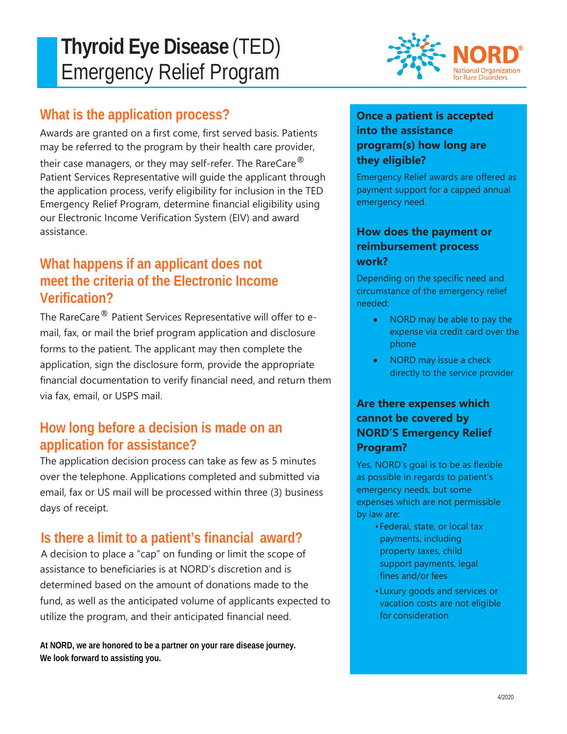# Thyroid Eye Disease (TED) Emergency Relief Program

NORD® National Organization for Rare Disorders

## What is the application process?

Awards are granted on a first come, first served basis. Patients may be referred to the program by their health care provider, their case managers, or they may self-refer. The RareCare® Patient Services Representative will guide the applicant through the application process, verify eligibility for inclusion in the TED Emergency Relief Program, determine financial eligibility using our Electronic Income Verification System (EIV) and award assistance.

## What happens if an applicant does not meet the criteria of the Electronic Income Verification?

The RareCare® Patient Services Representative will offer to e-mail, fax, or mail the brief program application and disclosure forms to the patient. The applicant may then complete the application, sign the disclosure form, provide the appropriate financial documentation to verify financial need, and return them via fax, email, or USPS mail.

## How long before a decision is made on an application for assistance?

The application decision process can take as few as 5 minutes over the telephone. Applications completed and submitted via email, fax or US mail will be processed within three (3) business days of receipt.

## Is there a limit to a patient's financial award?

A decision to place a "cap" on funding or limit the scope of assistance to beneficiaries is at NORD's discretion and is determined based on the amount of donations made to the fund, as well as the anticipated volume of applicants expected to utilize the program, and their anticipated financial need.

**At NORD, we are honored to be a partner on your rare disease journey. We look forward to assisting you.**

### Once a patient is accepted into the assistance program(s) how long are they eligible?

Emergency Relief awards are offered as payment support for a capped annual emergency need.

### How does the payment or reimbursement process work?

Depending on the specific need and circumstance of the emergency relief needed:

- NORD may be able to pay the expense via credit card over the phone
- NORD may issue a check directly to the service provider

### Are there expenses which cannot be covered by NORD'S Emergency Relief Program?

Yes, NORD's goal is to be as flexible as possible in regards to patient's emergency needs, but some expenses which are not permissible by law are:

- Federal, state, or local tax payments, including property taxes, child support payments, legal fines and/or fees
- Luxury goods and services or vacation costs are not eligible for consideration

4/2020